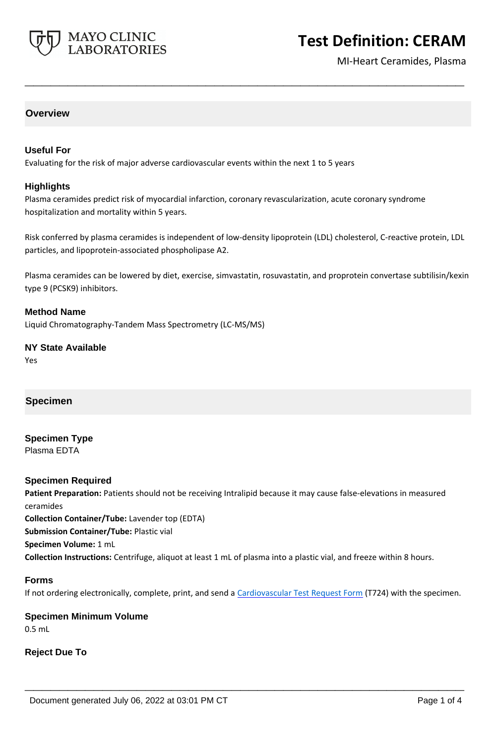# Test Definition: CERAM

MI-Heart Ceramides, Plasma

## Overview

### Useful For

Evaluating for the risk of major adverse cardiovascular events within the next 1 to 5 years

### Highlights

Plasma ceramides predict risk of myocardial infarction, coronary revascularization, acute coronary syndrome hospitalization and mortality within 5 years.

Risk conferred by plasma ceramides is independent of low-density lipoprotein (LDL) cholesterol, C-reactive protein, LDL particles, and lipoprotein-associated phospholipase A2.

Plasma ceramides can be lowered by diet, exercise, simvastatin, rosuvastatin, and proprotein convertase subtilisin/kexin type 9 (PCSK9) inhibitors.

### Method Name

Liquid Chromatography-Tandem Mass Spectrometry (LC-MS/MS)

### NY State Available

Yes

## Specimen

### Specimen Type

Plasma EDTA

### Specimen Required

**Patient Preparation:** Patients should not be receiving Intralipid because it may cause false-elevations in measured ceramides

**Collection Container/Tube:** Lavender top (EDTA)

**Submission Container/Tube:** Plastic vial

**Specimen Volume:** 1 mL

**Collection Instructions:** Centrifuge, aliquot at least 1 mL of plasma into a plastic vial, and freeze within 8 hours.

### Forms

If not ordering electronically, complete, print, and send a Cardiovascular Test Request Form (T724) with the specimen.

### Specimen Minimum Volume

0.5 mL

### Reject Due To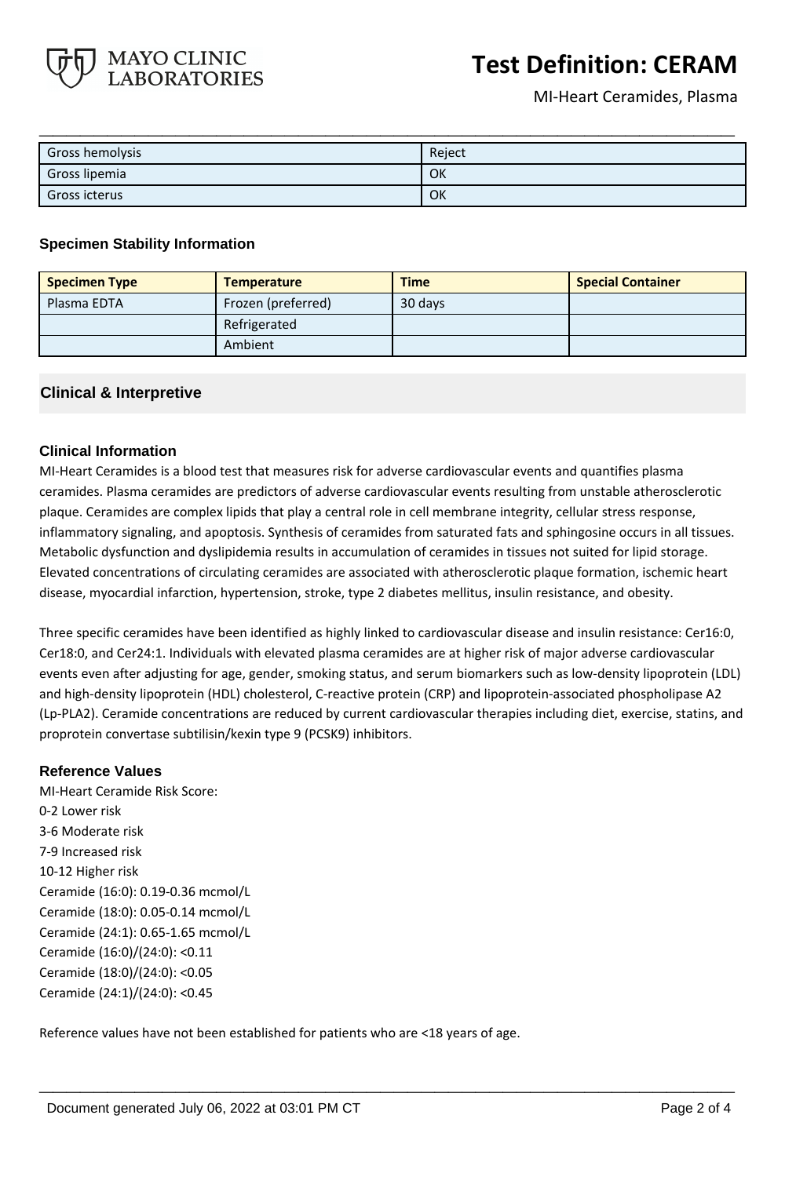| Gross hemolysis | Reject |
| --- | --- |
| Gross lipemia | OK |
| Gross icterus | OK |

### Specimen Stability Information

| Specimen Type | Temperature | Time | Special Container |
| --- | --- | --- | --- |
| Plasma EDTA | Frozen (preferred) | 30 days | |
| | Refrigerated | | |
| | Ambient | | |

## Clinical & Interpretive

### Clinical Information

MI-Heart Ceramides is a blood test that measures risk for adverse cardiovascular events and quantifies plasma ceramides. Plasma ceramides are predictors of adverse cardiovascular events resulting from unstable atherosclerotic plaque. Ceramides are complex lipids that play a central role in cell membrane integrity, cellular stress response, inflammatory signaling, and apoptosis. Synthesis of ceramides from saturated fats and sphingosine occurs in all tissues. Metabolic dysfunction and dyslipidemia results in accumulation of ceramides in tissues not suited for lipid storage. Elevated concentrations of circulating ceramides are associated with atherosclerotic plaque formation, ischemic heart disease, myocardial infarction, hypertension, stroke, type 2 diabetes mellitus, insulin resistance, and obesity.

Three specific ceramides have been identified as highly linked to cardiovascular disease and insulin resistance: Cer16:0, Cer18:0, and Cer24:1. Individuals with elevated plasma ceramides are at higher risk of major adverse cardiovascular events even after adjusting for age, gender, smoking status, and serum biomarkers such as low-density lipoprotein (LDL) and high-density lipoprotein (HDL) cholesterol, C-reactive protein (CRP) and lipoprotein-associated phospholipase A2 (Lp-PLA2). Ceramide concentrations are reduced by current cardiovascular therapies including diet, exercise, statins, and proprotein convertase subtilisin/kexin type 9 (PCSK9) inhibitors.

### Reference Values

MI-Heart Ceramide Risk Score:
0-2 Lower risk
3-6 Moderate risk
7-9 Increased risk
10-12 Higher risk
Ceramide (16:0): 0.19-0.36 mcmol/L
Ceramide (18:0): 0.05-0.14 mcmol/L
Ceramide (24:1): 0.65-1.65 mcmol/L
Ceramide (16:0)/(24:0): <0.11
Ceramide (18:0)/(24:0): <0.05
Ceramide (24:1)/(24:0): <0.45

Reference values have not been established for patients who are <18 years of age.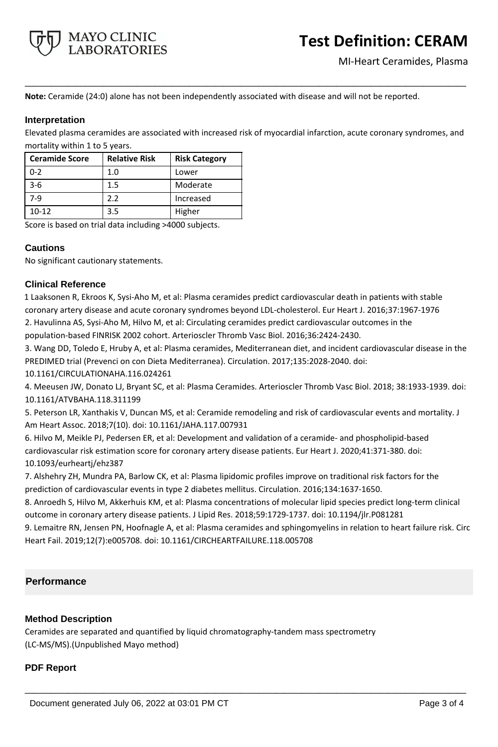**Note:** Ceramide (24:0) alone has not been independently associated with disease and will not be reported.

### Interpretation

Elevated plasma ceramides are associated with increased risk of myocardial infarction, acute coronary syndromes, and mortality within 1 to 5 years.

| Ceramide Score | Relative Risk | Risk Category |
|---|---|---|
| 0-2 | 1.0 | Lower |
| 3-6 | 1.5 | Moderate |
| 7-9 | 2.2 | Increased |
| 10-12 | 3.5 | Higher |

Score is based on trial data including >4000 subjects.

### Cautions

No significant cautionary statements.

### Clinical Reference

1 Laaksonen R, Ekroos K, Sysi-Aho M, et al: Plasma ceramides predict cardiovascular death in patients with stable coronary artery disease and acute coronary syndromes beyond LDL-cholesterol. Eur Heart J. 2016;37:1967-1976

2. Havulinna AS, Sysi-Aho M, Hilvo M, et al: Circulating ceramides predict cardiovascular outcomes in the population-based FINRISK 2002 cohort. Arterioscler Thromb Vasc Biol. 2016;36:2424-2430.

3. Wang DD, Toledo E, Hruby A, et al: Plasma ceramides, Mediterranean diet, and incident cardiovascular disease in the PREDIMED trial (Prevenci on con Dieta Mediterranea). Circulation. 2017;135:2028-2040. doi: 10.1161/CIRCULATIONAHA.116.024261

4. Meeusen JW, Donato LJ, Bryant SC, et al: Plasma Ceramides. Arterioscler Thromb Vasc Biol. 2018; 38:1933-1939. doi: 10.1161/ATVBAHA.118.311199

5. Peterson LR, Xanthakis V, Duncan MS, et al: Ceramide remodeling and risk of cardiovascular events and mortality. J Am Heart Assoc. 2018;7(10). doi: 10.1161/JAHA.117.007931

6. Hilvo M, Meikle PJ, Pedersen ER, et al: Development and validation of a ceramide- and phospholipid-based cardiovascular risk estimation score for coronary artery disease patients. Eur Heart J. 2020;41:371-380. doi: 10.1093/eurheartj/ehz387

7. Alshehry ZH, Mundra PA, Barlow CK, et al: Plasma lipidomic profiles improve on traditional risk factors for the prediction of cardiovascular events in type 2 diabetes mellitus. Circulation. 2016;134:1637-1650.

8. Anroedh S, Hilvo M, Akkerhuis KM, et al: Plasma concentrations of molecular lipid species predict long-term clinical outcome in coronary artery disease patients. J Lipid Res. 2018;59:1729-1737. doi: 10.1194/jlr.P081281

9. Lemaitre RN, Jensen PN, Hoofnagle A, et al: Plasma ceramides and sphingomyelins in relation to heart failure risk. Circ Heart Fail. 2019;12(7):e005708. doi: 10.1161/CIRCHEARTFAILURE.118.005708

## Performance

### Method Description

Ceramides are separated and quantified by liquid chromatography-tandem mass spectrometry (LC-MS/MS).(Unpublished Mayo method)

### PDF Report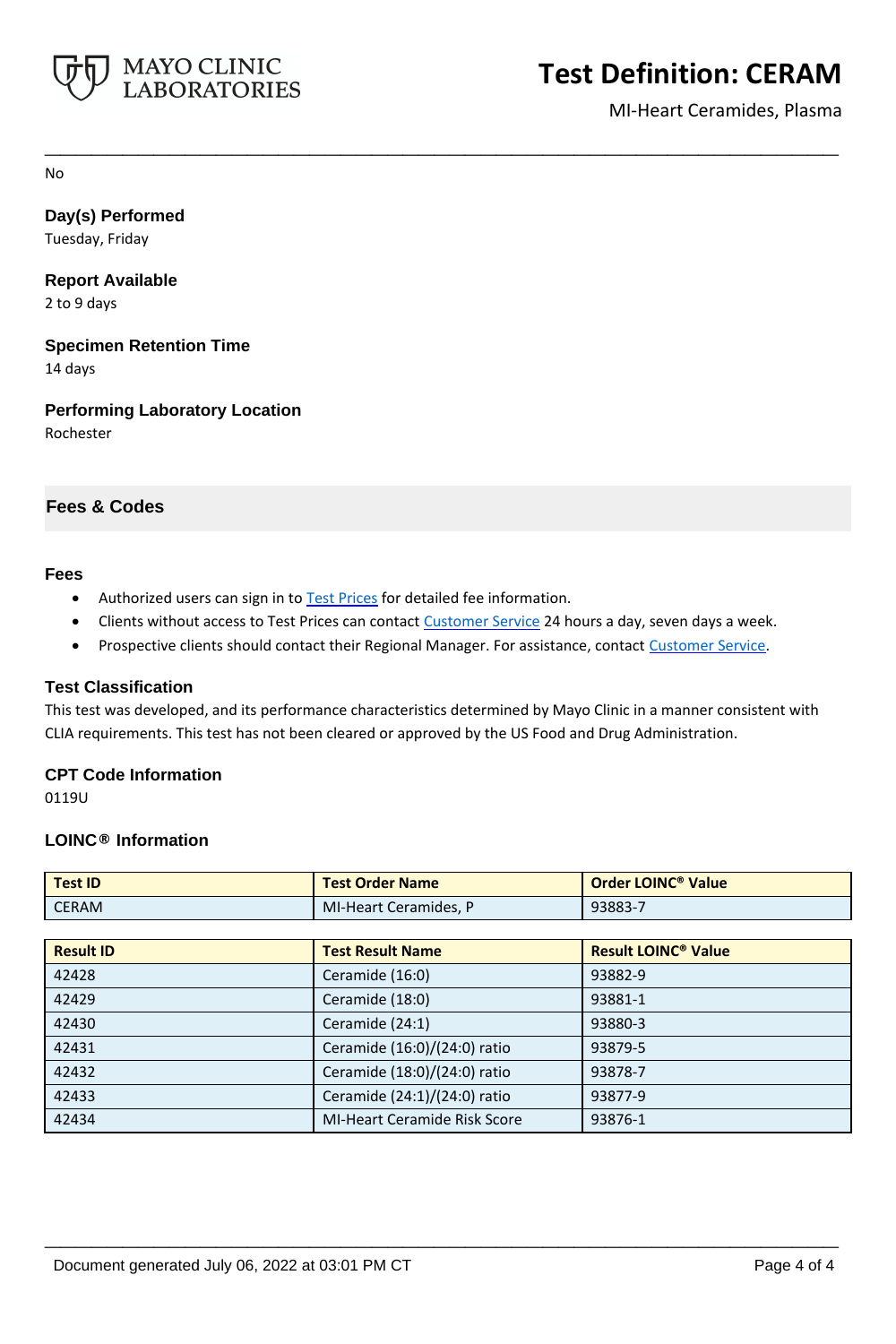No

**Day(s) Performed**
Tuesday, Friday

**Report Available**
2 to 9 days

**Specimen Retention Time**
14 days

**Performing Laboratory Location**
Rochester

## Fees & Codes

### Fees

- Authorized users can sign in to Test Prices for detailed fee information.
- Clients without access to Test Prices can contact Customer Service 24 hours a day, seven days a week.
- Prospective clients should contact their Regional Manager. For assistance, contact Customer Service.

### Test Classification

This test was developed, and its performance characteristics determined by Mayo Clinic in a manner consistent with CLIA requirements. This test has not been cleared or approved by the US Food and Drug Administration.

### CPT Code Information

0119U

### LOINC® Information

| Test ID | Test Order Name | Order LOINC® Value |
|---|---|---|
| CERAM | MI-Heart Ceramides, P | 93883-7 |

| Result ID | Test Result Name | Result LOINC® Value |
|---|---|---|
| 42428 | Ceramide (16:0) | 93882-9 |
| 42429 | Ceramide (18:0) | 93881-1 |
| 42430 | Ceramide (24:1) | 93880-3 |
| 42431 | Ceramide (16:0)/(24:0) ratio | 93879-5 |
| 42432 | Ceramide (18:0)/(24:0) ratio | 93878-7 |
| 42433 | Ceramide (24:1)/(24:0) ratio | 93877-9 |
| 42434 | MI-Heart Ceramide Risk Score | 93876-1 |